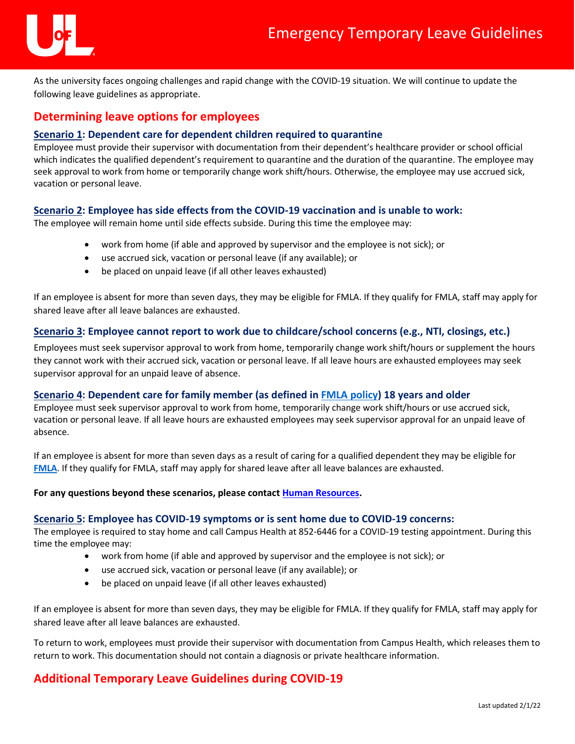# Emergency Temporary Leave Guidelines

As the university faces ongoing challenges and rapid change with the COVID-19 situation. We will continue to update the following leave guidelines as appropriate.

## Determining leave options for employees

### Scenario 1: Dependent care for dependent children required to quarantine

Employee must provide their supervisor with documentation from their dependent's healthcare provider or school official which indicates the qualified dependent's requirement to quarantine and the duration of the quarantine. The employee may seek approval to work from home or temporarily change work shift/hours. Otherwise, the employee may use accrued sick, vacation or personal leave.

### Scenario 2: Employee has side effects from the COVID-19 vaccination and is unable to work:

The employee will remain home until side effects subside. During this time the employee may:

- work from home (if able and approved by supervisor and the employee is not sick); or
- use accrued sick, vacation or personal leave (if any available); or
- be placed on unpaid leave (if all other leaves exhausted)

If an employee is absent for more than seven days, they may be eligible for FMLA. If they qualify for FMLA, staff may apply for shared leave after all leave balances are exhausted.

### Scenario 3: Employee cannot report to work due to childcare/school concerns (e.g., NTI, closings, etc.)

Employees must seek supervisor approval to work from home, temporarily change work shift/hours or supplement the hours they cannot work with their accrued sick, vacation or personal leave. If all leave hours are exhausted employees may seek supervisor approval for an unpaid leave of absence.

### Scenario 4: Dependent care for family member (as defined in FMLA policy) 18 years and older

Employee must seek supervisor approval to work from home, temporarily change work shift/hours or use accrued sick, vacation or personal leave. If all leave hours are exhausted employees may seek supervisor approval for an unpaid leave of absence.

If an employee is absent for more than seven days as a result of caring for a qualified dependent they may be eligible for FMLA. If they qualify for FMLA, staff may apply for shared leave after all leave balances are exhausted.

**For any questions beyond these scenarios, please contact Human Resources.**

### Scenario 5: Employee has COVID-19 symptoms or is sent home due to COVID-19 concerns:

The employee is required to stay home and call Campus Health at 852-6446 for a COVID-19 testing appointment. During this time the employee may:

- work from home (if able and approved by supervisor and the employee is not sick); or
- use accrued sick, vacation or personal leave (if any available); or
- be placed on unpaid leave (if all other leaves exhausted)

If an employee is absent for more than seven days, they may be eligible for FMLA. If they qualify for FMLA, staff may apply for shared leave after all leave balances are exhausted.

To return to work, employees must provide their supervisor with documentation from Campus Health, which releases them to return to work. This documentation should not contain a diagnosis or private healthcare information.

## Additional Temporary Leave Guidelines during COVID-19

Last updated 2/1/22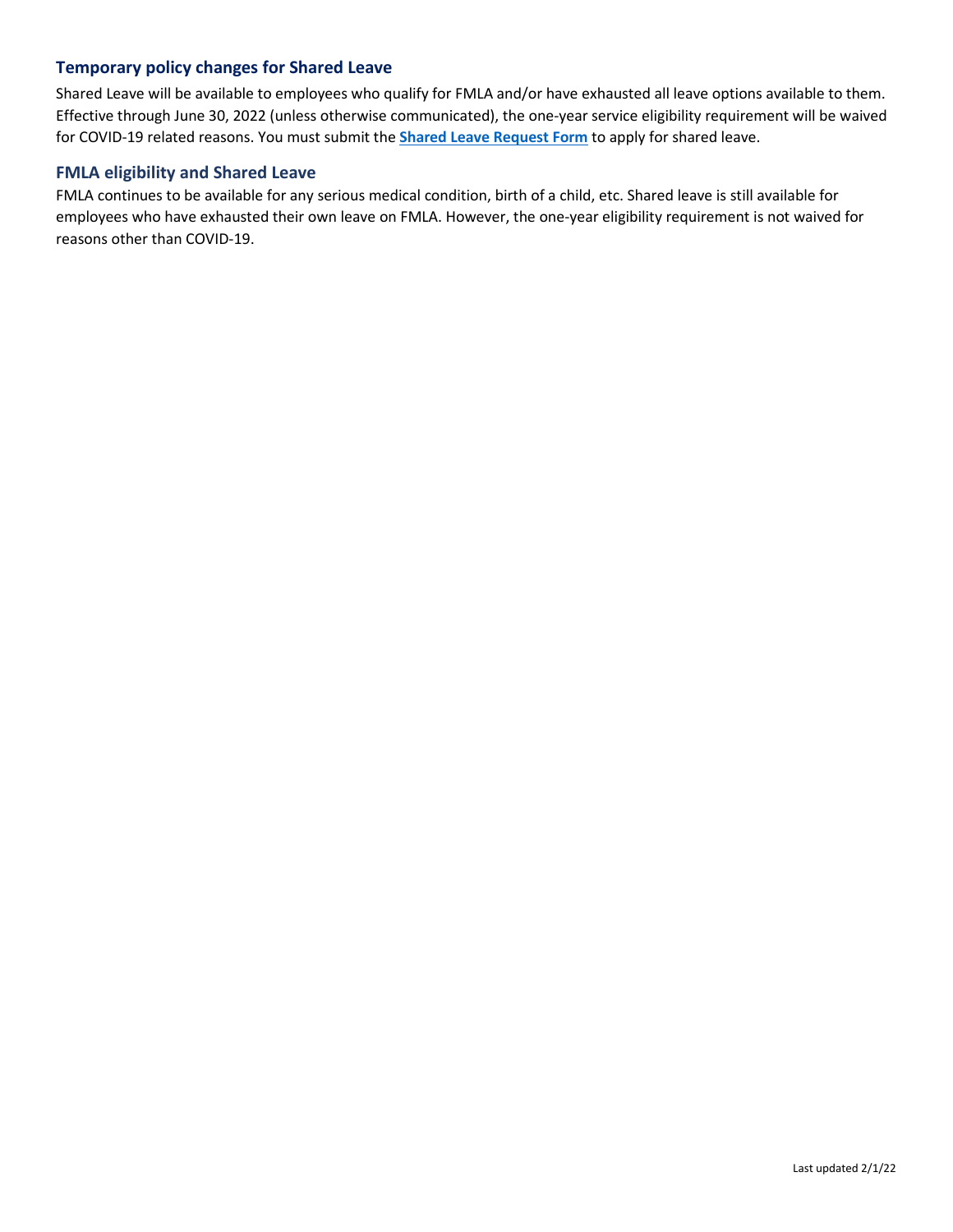### Temporary policy changes for Shared Leave

Shared Leave will be available to employees who qualify for FMLA and/or have exhausted all leave options available to them. Effective through June 30, 2022 (unless otherwise communicated), the one-year service eligibility requirement will be waived for COVID-19 related reasons. You must submit the **Shared Leave Request Form** to apply for shared leave.

### FMLA eligibility and Shared Leave

FMLA continues to be available for any serious medical condition, birth of a child, etc. Shared leave is still available for employees who have exhausted their own leave on FMLA. However, the one-year eligibility requirement is not waived for reasons other than COVID-19.

Last updated 2/1/22